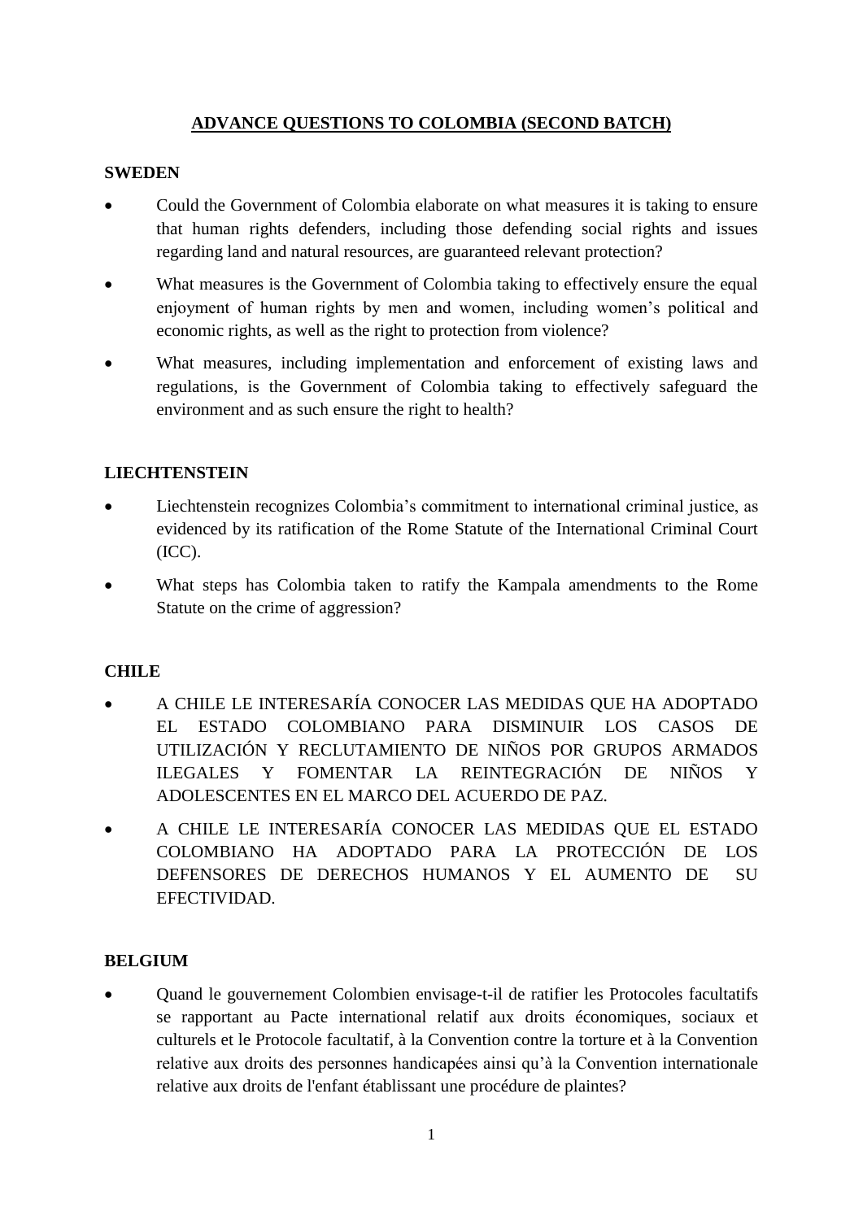# ADVANCE QUESTIONS TO COLOMBIA (SECOND BATCH)

## SWEDEN

- Could the Government of Colombia elaborate on what measures it is taking to ensure that human rights defenders, including those defending social rights and issues regarding land and natural resources, are guaranteed relevant protection?
- What measures is the Government of Colombia taking to effectively ensure the equal enjoyment of human rights by men and women, including women's political and economic rights, as well as the right to protection from violence?
- What measures, including implementation and enforcement of existing laws and regulations, is the Government of Colombia taking to effectively safeguard the environment and as such ensure the right to health?

## LIECHTENSTEIN

- Liechtenstein recognizes Colombia's commitment to international criminal justice, as evidenced by its ratification of the Rome Statute of the International Criminal Court (ICC).
- What steps has Colombia taken to ratify the Kampala amendments to the Rome Statute on the crime of aggression?

## CHILE

- A CHILE LE INTERESARÍA CONOCER LAS MEDIDAS QUE HA ADOPTADO EL ESTADO COLOMBIANO PARA DISMINUIR LOS CASOS DE UTILIZACIÓN Y RECLUTAMIENTO DE NIÑOS POR GRUPOS ARMADOS ILEGALES Y FOMENTAR LA REINTEGRACIÓN DE NIÑOS Y ADOLESCENTES EN EL MARCO DEL ACUERDO DE PAZ.
- A CHILE LE INTERESARÍA CONOCER LAS MEDIDAS QUE EL ESTADO COLOMBIANO HA ADOPTADO PARA LA PROTECCIÓN DE LOS DEFENSORES DE DERECHOS HUMANOS Y EL AUMENTO DE SU EFECTIVIDAD.

## BELGIUM

- Quand le gouvernement Colombien envisage-t-il de ratifier les Protocoles facultatifs se rapportant au Pacte international relatif aux droits économiques, sociaux et culturels et le Protocole facultatif, à la Convention contre la torture et à la Convention relative aux droits des personnes handicapées ainsi qu'à la Convention internationale relative aux droits de l'enfant établissant une procédure de plaintes?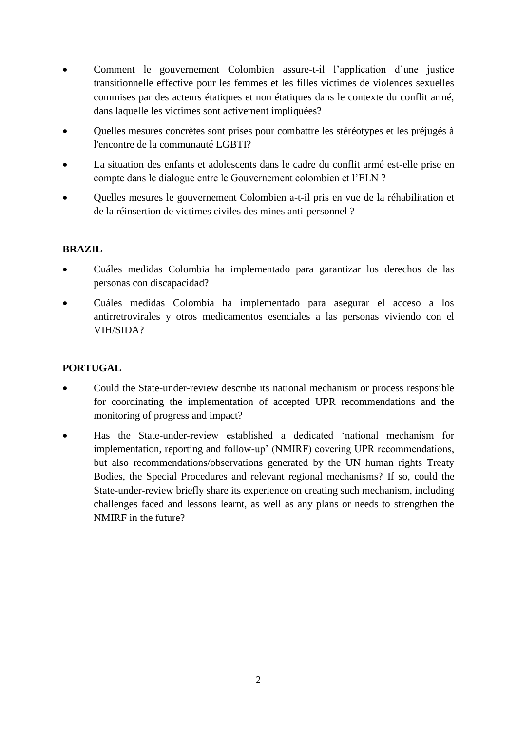- Comment le gouvernement Colombien assure-t-il l'application d'une justice transitionnelle effective pour les femmes et les filles victimes de violences sexuelles commises par des acteurs étatiques et non étatiques dans le contexte du conflit armé, dans laquelle les victimes sont activement impliquées?
- Quelles mesures concrètes sont prises pour combattre les stéréotypes et les préjugés à l'encontre de la communauté LGBTI?
- La situation des enfants et adolescents dans le cadre du conflit armé est-elle prise en compte dans le dialogue entre le Gouvernement colombien et l'ELN ?
- Quelles mesures le gouvernement Colombien a-t-il pris en vue de la réhabilitation et de la réinsertion de victimes civiles des mines anti-personnel ?

**BRAZIL**

- Cuáles medidas Colombia ha implementado para garantizar los derechos de las personas con discapacidad?
- Cuáles medidas Colombia ha implementado para asegurar el acceso a los antirretrovirales y otros medicamentos esenciales a las personas viviendo con el VIH/SIDA?

**PORTUGAL**

- Could the State-under-review describe its national mechanism or process responsible for coordinating the implementation of accepted UPR recommendations and the monitoring of progress and impact?
- Has the State-under-review established a dedicated 'national mechanism for implementation, reporting and follow-up' (NMIRF) covering UPR recommendations, but also recommendations/observations generated by the UN human rights Treaty Bodies, the Special Procedures and relevant regional mechanisms? If so, could the State-under-review briefly share its experience on creating such mechanism, including challenges faced and lessons learnt, as well as any plans or needs to strengthen the NMIRF in the future?